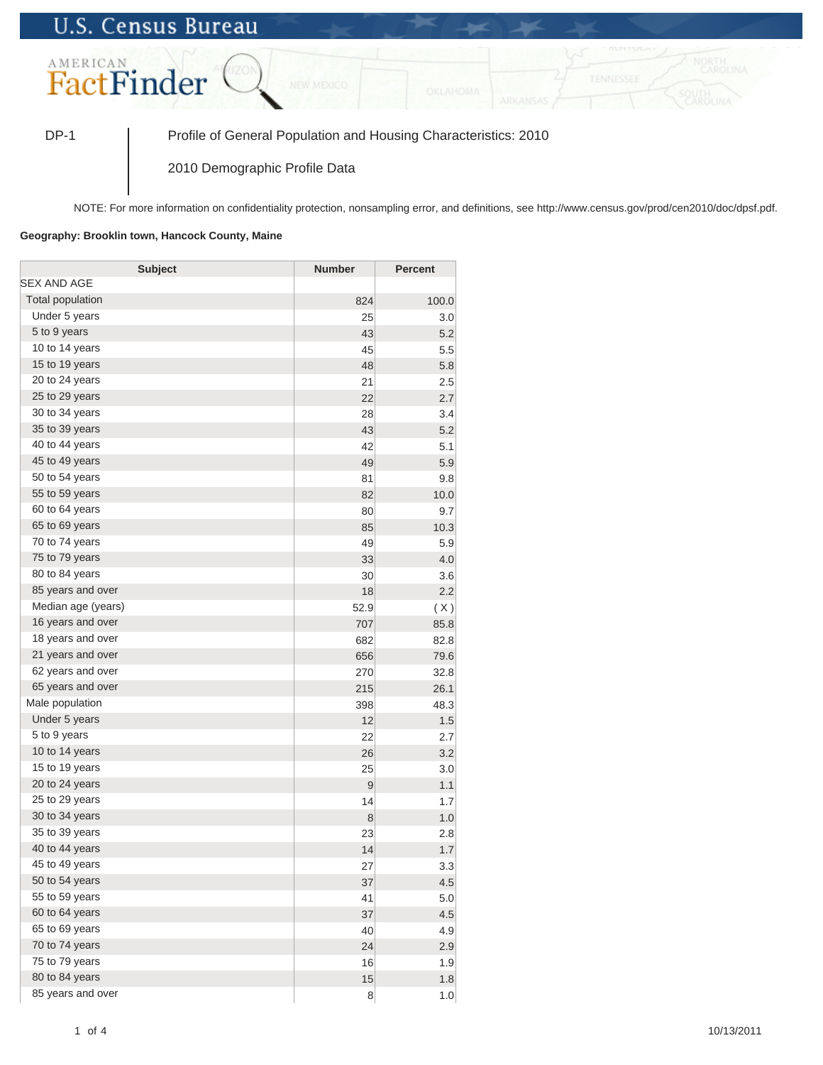U.S. Census Bureau

AMERICAN FactFinder

DP-1 | Profile of General Population and Housing Characteristics: 2010

2010 Demographic Profile Data

NOTE: For more information on confidentiality protection, nonsampling error, and definitions, see http://www.census.gov/prod/cen2010/doc/dpsf.pdf.

**Geography: Brooklin town, Hancock County, Maine**

| Subject | Number | Percent |
|---|---|---|
| SEX AND AGE | | |
| Total population | 824 | 100.0 |
| Under 5 years | 25 | 3.0 |
| 5 to 9 years | 43 | 5.2 |
| 10 to 14 years | 45 | 5.5 |
| 15 to 19 years | 48 | 5.8 |
| 20 to 24 years | 21 | 2.5 |
| 25 to 29 years | 22 | 2.7 |
| 30 to 34 years | 28 | 3.4 |
| 35 to 39 years | 43 | 5.2 |
| 40 to 44 years | 42 | 5.1 |
| 45 to 49 years | 49 | 5.9 |
| 50 to 54 years | 81 | 9.8 |
| 55 to 59 years | 82 | 10.0 |
| 60 to 64 years | 80 | 9.7 |
| 65 to 69 years | 85 | 10.3 |
| 70 to 74 years | 49 | 5.9 |
| 75 to 79 years | 33 | 4.0 |
| 80 to 84 years | 30 | 3.6 |
| 85 years and over | 18 | 2.2 |
| Median age (years) | 52.9 | ( X ) |
| 16 years and over | 707 | 85.8 |
| 18 years and over | 682 | 82.8 |
| 21 years and over | 656 | 79.6 |
| 62 years and over | 270 | 32.8 |
| 65 years and over | 215 | 26.1 |
| Male population | 398 | 48.3 |
| Under 5 years | 12 | 1.5 |
| 5 to 9 years | 22 | 2.7 |
| 10 to 14 years | 26 | 3.2 |
| 15 to 19 years | 25 | 3.0 |
| 20 to 24 years | 9 | 1.1 |
| 25 to 29 years | 14 | 1.7 |
| 30 to 34 years | 8 | 1.0 |
| 35 to 39 years | 23 | 2.8 |
| 40 to 44 years | 14 | 1.7 |
| 45 to 49 years | 27 | 3.3 |
| 50 to 54 years | 37 | 4.5 |
| 55 to 59 years | 41 | 5.0 |
| 60 to 64 years | 37 | 4.5 |
| 65 to 69 years | 40 | 4.9 |
| 70 to 74 years | 24 | 2.9 |
| 75 to 79 years | 16 | 1.9 |
| 80 to 84 years | 15 | 1.8 |
| 85 years and over | 8 | 1.0 |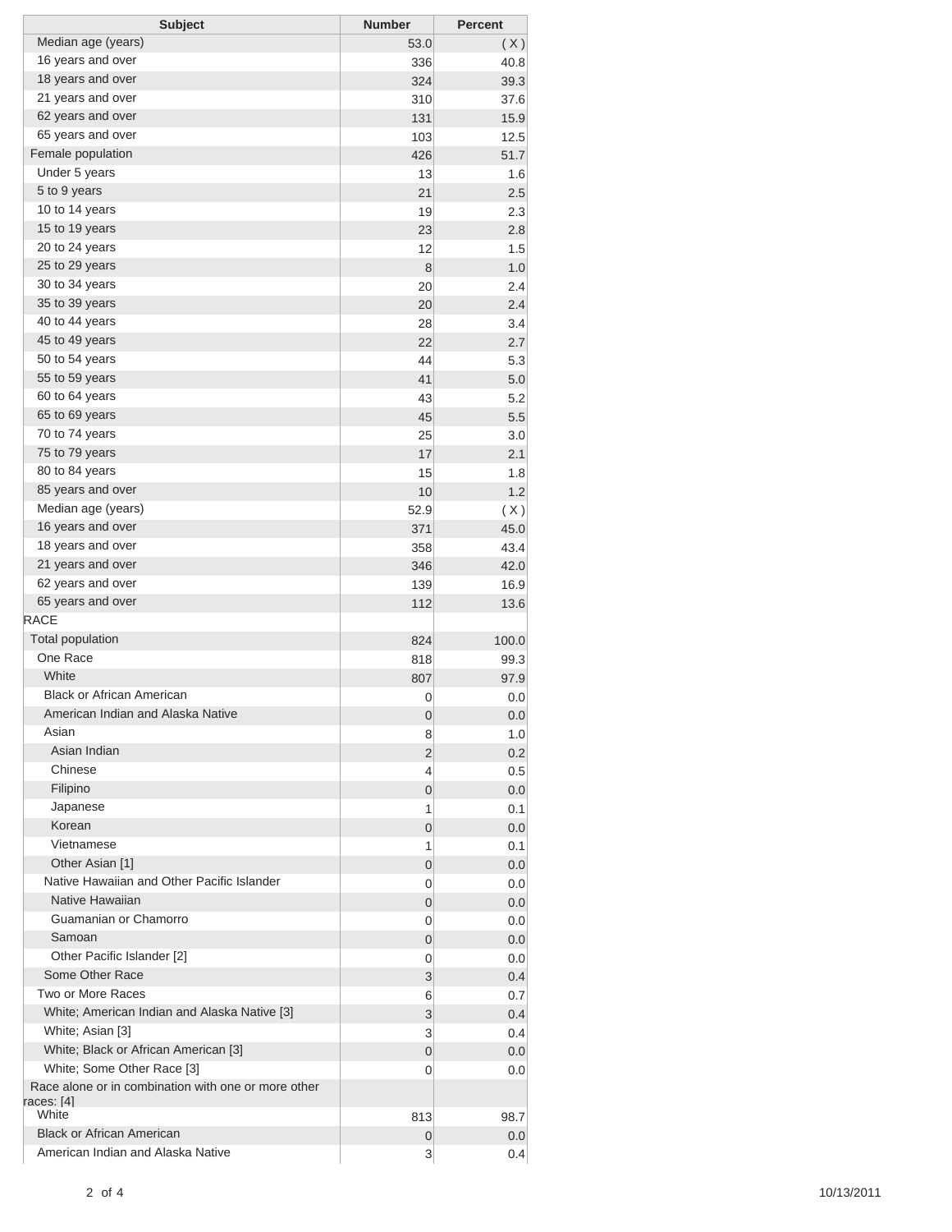| Subject | Number | Percent |
|---|---|---|
| Median age (years) | 53.0 | ( X ) |
| 16 years and over | 336 | 40.8 |
| 18 years and over | 324 | 39.3 |
| 21 years and over | 310 | 37.6 |
| 62 years and over | 131 | 15.9 |
| 65 years and over | 103 | 12.5 |
| Female population | 426 | 51.7 |
| Under 5 years | 13 | 1.6 |
| 5 to 9 years | 21 | 2.5 |
| 10 to 14 years | 19 | 2.3 |
| 15 to 19 years | 23 | 2.8 |
| 20 to 24 years | 12 | 1.5 |
| 25 to 29 years | 8 | 1.0 |
| 30 to 34 years | 20 | 2.4 |
| 35 to 39 years | 20 | 2.4 |
| 40 to 44 years | 28 | 3.4 |
| 45 to 49 years | 22 | 2.7 |
| 50 to 54 years | 44 | 5.3 |
| 55 to 59 years | 41 | 5.0 |
| 60 to 64 years | 43 | 5.2 |
| 65 to 69 years | 45 | 5.5 |
| 70 to 74 years | 25 | 3.0 |
| 75 to 79 years | 17 | 2.1 |
| 80 to 84 years | 15 | 1.8 |
| 85 years and over | 10 | 1.2 |
| Median age (years) | 52.9 | ( X ) |
| 16 years and over | 371 | 45.0 |
| 18 years and over | 358 | 43.4 |
| 21 years and over | 346 | 42.0 |
| 62 years and over | 139 | 16.9 |
| 65 years and over | 112 | 13.6 |
| RACE | | |
| Total population | 824 | 100.0 |
| One Race | 818 | 99.3 |
| White | 807 | 97.9 |
| Black or African American | 0 | 0.0 |
| American Indian and Alaska Native | 0 | 0.0 |
| Asian | 8 | 1.0 |
| Asian Indian | 2 | 0.2 |
| Chinese | 4 | 0.5 |
| Filipino | 0 | 0.0 |
| Japanese | 1 | 0.1 |
| Korean | 0 | 0.0 |
| Vietnamese | 1 | 0.1 |
| Other Asian [1] | 0 | 0.0 |
| Native Hawaiian and Other Pacific Islander | 0 | 0.0 |
| Native Hawaiian | 0 | 0.0 |
| Guamanian or Chamorro | 0 | 0.0 |
| Samoan | 0 | 0.0 |
| Other Pacific Islander [2] | 0 | 0.0 |
| Some Other Race | 3 | 0.4 |
| Two or More Races | 6 | 0.7 |
| White; American Indian and Alaska Native [3] | 3 | 0.4 |
| White; Asian [3] | 3 | 0.4 |
| White; Black or African American [3] | 0 | 0.0 |
| White; Some Other Race [3] | 0 | 0.0 |
| Race alone or in combination with one or more other races: [4] | | |
| White | 813 | 98.7 |
| Black or African American | 0 | 0.0 |
| American Indian and Alaska Native | 3 | 0.4 |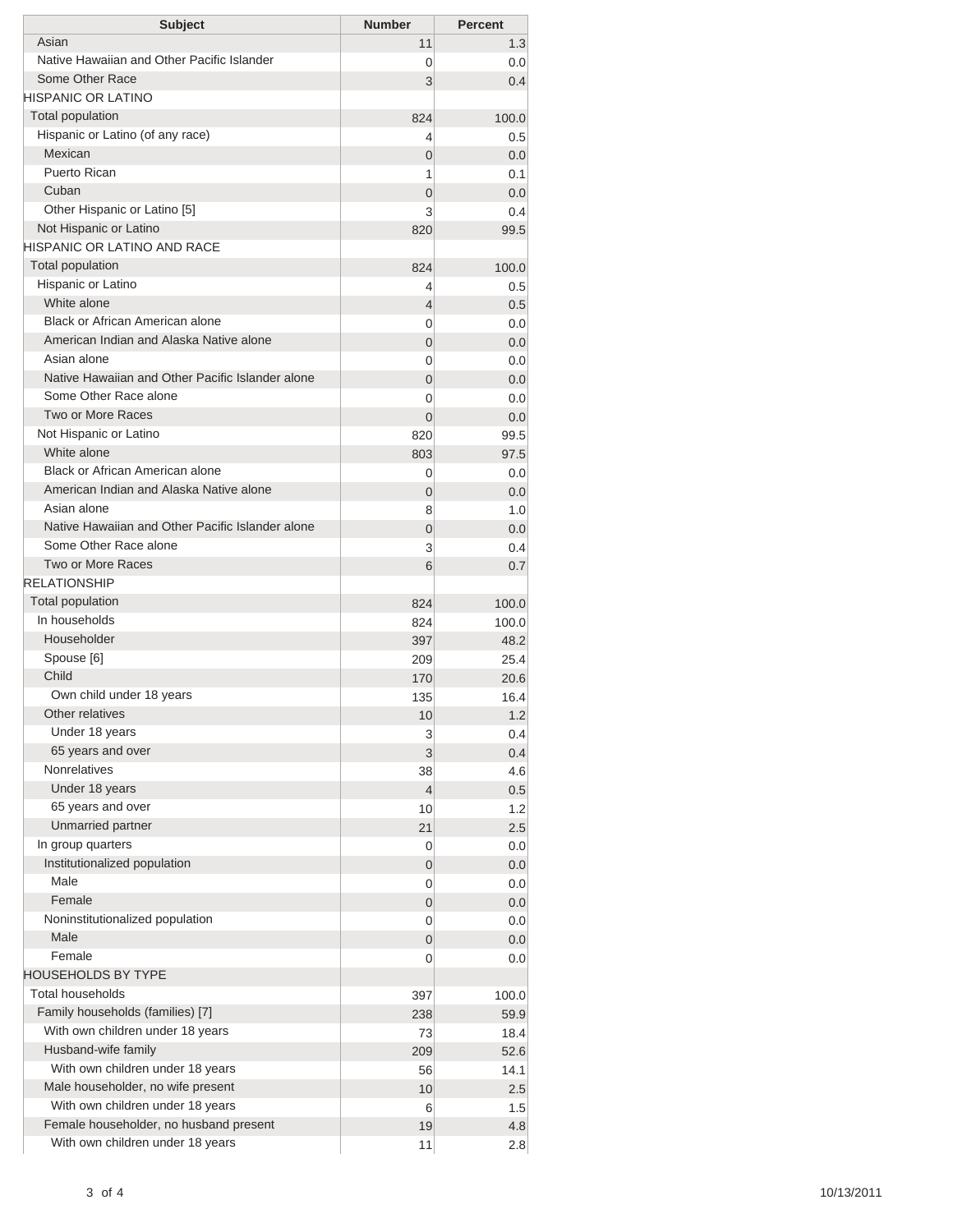| Subject | Number | Percent |
|---|---|---|
| Asian | 11 | 1.3 |
| Native Hawaiian and Other Pacific Islander | 0 | 0.0 |
| Some Other Race | 3 | 0.4 |
| HISPANIC OR LATINO | | |
| Total population | 824 | 100.0 |
| Hispanic or Latino (of any race) | 4 | 0.5 |
| Mexican | 0 | 0.0 |
| Puerto Rican | 1 | 0.1 |
| Cuban | 0 | 0.0 |
| Other Hispanic or Latino [5] | 3 | 0.4 |
| Not Hispanic or Latino | 820 | 99.5 |
| HISPANIC OR LATINO AND RACE | | |
| Total population | 824 | 100.0 |
| Hispanic or Latino | 4 | 0.5 |
| White alone | 4 | 0.5 |
| Black or African American alone | 0 | 0.0 |
| American Indian and Alaska Native alone | 0 | 0.0 |
| Asian alone | 0 | 0.0 |
| Native Hawaiian and Other Pacific Islander alone | 0 | 0.0 |
| Some Other Race alone | 0 | 0.0 |
| Two or More Races | 0 | 0.0 |
| Not Hispanic or Latino | 820 | 99.5 |
| White alone | 803 | 97.5 |
| Black or African American alone | 0 | 0.0 |
| American Indian and Alaska Native alone | 0 | 0.0 |
| Asian alone | 8 | 1.0 |
| Native Hawaiian and Other Pacific Islander alone | 0 | 0.0 |
| Some Other Race alone | 3 | 0.4 |
| Two or More Races | 6 | 0.7 |
| RELATIONSHIP | | |
| Total population | 824 | 100.0 |
| In households | 824 | 100.0 |
| Householder | 397 | 48.2 |
| Spouse [6] | 209 | 25.4 |
| Child | 170 | 20.6 |
| Own child under 18 years | 135 | 16.4 |
| Other relatives | 10 | 1.2 |
| Under 18 years | 3 | 0.4 |
| 65 years and over | 3 | 0.4 |
| Nonrelatives | 38 | 4.6 |
| Under 18 years | 4 | 0.5 |
| 65 years and over | 10 | 1.2 |
| Unmarried partner | 21 | 2.5 |
| In group quarters | 0 | 0.0 |
| Institutionalized population | 0 | 0.0 |
| Male | 0 | 0.0 |
| Female | 0 | 0.0 |
| Noninstitutionalized population | 0 | 0.0 |
| Male | 0 | 0.0 |
| Female | 0 | 0.0 |
| HOUSEHOLDS BY TYPE | | |
| Total households | 397 | 100.0 |
| Family households (families) [7] | 238 | 59.9 |
| With own children under 18 years | 73 | 18.4 |
| Husband-wife family | 209 | 52.6 |
| With own children under 18 years | 56 | 14.1 |
| Male householder, no wife present | 10 | 2.5 |
| With own children under 18 years | 6 | 1.5 |
| Female householder, no husband present | 19 | 4.8 |
| With own children under 18 years | 11 | 2.8 |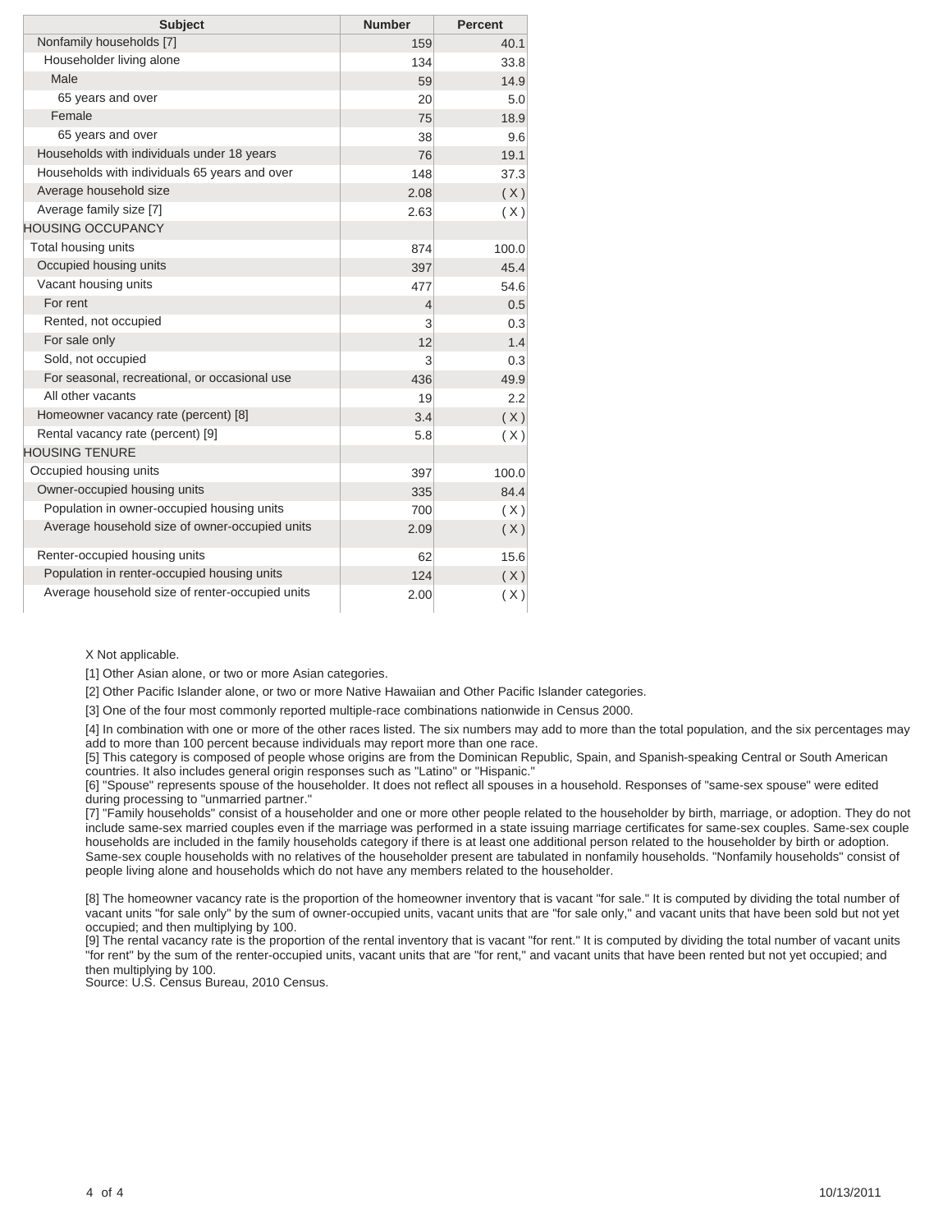| Subject | Number | Percent |
|---|---|---|
| Nonfamily households [7] | 159 | 40.1 |
| Householder living alone | 134 | 33.8 |
| Male | 59 | 14.9 |
| 65 years and over | 20 | 5.0 |
| Female | 75 | 18.9 |
| 65 years and over | 38 | 9.6 |
| Households with individuals under 18 years | 76 | 19.1 |
| Households with individuals 65 years and over | 148 | 37.3 |
| Average household size | 2.08 | ( X ) |
| Average family size [7] | 2.63 | ( X ) |
| HOUSING OCCUPANCY | | |
| Total housing units | 874 | 100.0 |
| Occupied housing units | 397 | 45.4 |
| Vacant housing units | 477 | 54.6 |
| For rent | 4 | 0.5 |
| Rented, not occupied | 3 | 0.3 |
| For sale only | 12 | 1.4 |
| Sold, not occupied | 3 | 0.3 |
| For seasonal, recreational, or occasional use | 436 | 49.9 |
| All other vacants | 19 | 2.2 |
| Homeowner vacancy rate (percent) [8] | 3.4 | ( X ) |
| Rental vacancy rate (percent) [9] | 5.8 | ( X ) |
| HOUSING TENURE | | |
| Occupied housing units | 397 | 100.0 |
| Owner-occupied housing units | 335 | 84.4 |
| Population in owner-occupied housing units | 700 | ( X ) |
| Average household size of owner-occupied units | 2.09 | ( X ) |
| Renter-occupied housing units | 62 | 15.6 |
| Population in renter-occupied housing units | 124 | ( X ) |
| Average household size of renter-occupied units | 2.00 | ( X ) |

X Not applicable.

[1] Other Asian alone, or two or more Asian categories.

[2] Other Pacific Islander alone, or two or more Native Hawaiian and Other Pacific Islander categories.

[3] One of the four most commonly reported multiple-race combinations nationwide in Census 2000.

[4] In combination with one or more of the other races listed. The six numbers may add to more than the total population, and the six percentages may add to more than 100 percent because individuals may report more than one race.

[5] This category is composed of people whose origins are from the Dominican Republic, Spain, and Spanish-speaking Central or South American countries. It also includes general origin responses such as "Latino" or "Hispanic."

[6] "Spouse" represents spouse of the householder. It does not reflect all spouses in a household. Responses of "same-sex spouse" were edited during processing to "unmarried partner."

[7] "Family households" consist of a householder and one or more other people related to the householder by birth, marriage, or adoption. They do not include same-sex married couples even if the marriage was performed in a state issuing marriage certificates for same-sex couples. Same-sex couple households are included in the family households category if there is at least one additional person related to the householder by birth or adoption. Same-sex couple households with no relatives of the householder present are tabulated in nonfamily households. "Nonfamily households" consist of people living alone and households which do not have any members related to the householder.

[8] The homeowner vacancy rate is the proportion of the homeowner inventory that is vacant "for sale." It is computed by dividing the total number of vacant units "for sale only" by the sum of owner-occupied units, vacant units that are "for sale only," and vacant units that have been sold but not yet occupied; and then multiplying by 100.

[9] The rental vacancy rate is the proportion of the rental inventory that is vacant "for rent." It is computed by dividing the total number of vacant units "for rent" by the sum of the renter-occupied units, vacant units that are "for rent," and vacant units that have been rented but not yet occupied; and then multiplying by 100.

Source: U.S. Census Bureau, 2010 Census.